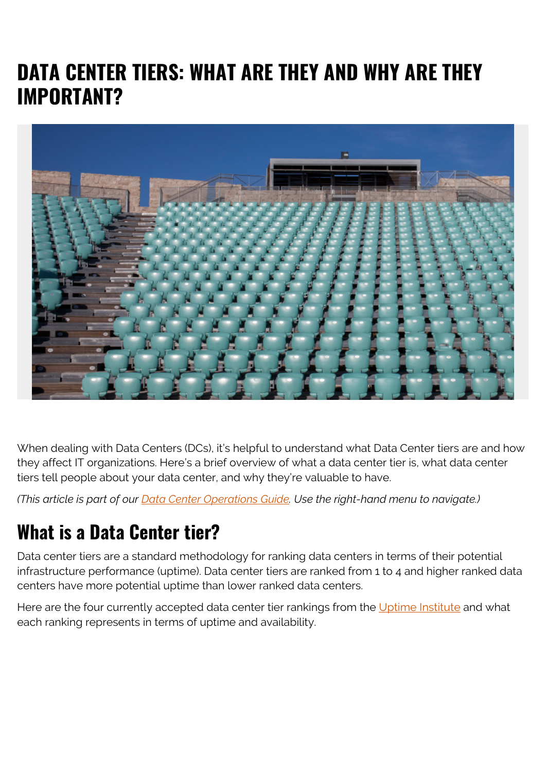# DATA CENTER TIERS: WHAT ARE THEY AND WHY ARE THEY IMPORTANT?

When dealing with Data Centers (DCs), it's helpful to understand what Data Center tiers are and how they affect IT organizations. Here's a brief overview of what a data center tier is, what data center tiers tell people about your data center, and why they're valuable to have.

*(This article is part of our [Data Center Operations Guide](). Use the right-hand menu to navigate.)*

## What is a Data Center tier?

Data center tiers are a standard methodology for ranking data centers in terms of their potential infrastructure performance (uptime). Data center tiers are ranked from 1 to 4 and higher ranked data centers have more potential uptime than lower ranked data centers.

Here are the four currently accepted data center tier rankings from the [Uptime Institute]() and what each ranking represents in terms of uptime and availability.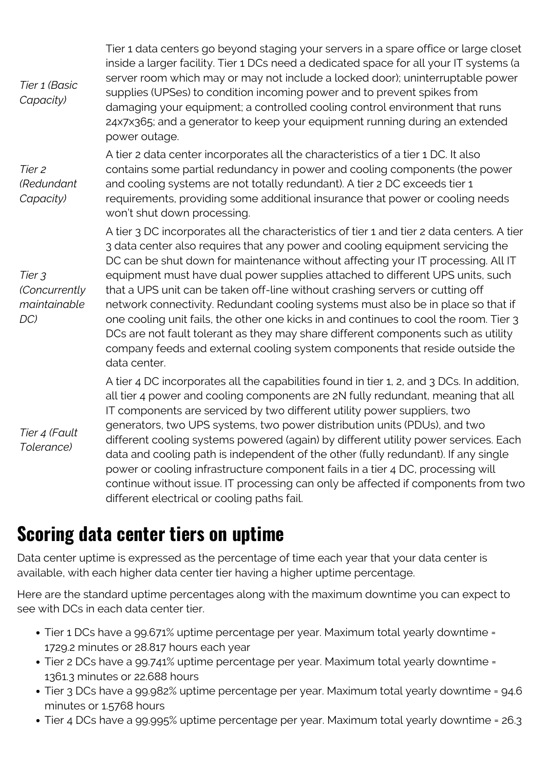| | |
|---|---|
| *Tier 1 (Basic Capacity)* | Tier 1 data centers go beyond staging your servers in a spare office or large closet inside a larger facility. Tier 1 DCs need a dedicated space for all your IT systems (a server room which may or may not include a locked door); uninterruptable power supplies (UPSes) to condition incoming power and to prevent spikes from damaging your equipment; a controlled cooling control environment that runs 24x7x365; and a generator to keep your equipment running during an extended power outage. |
| *Tier 2 (Redundant Capacity)* | A tier 2 data center incorporates all the characteristics of a tier 1 DC. It also contains some partial redundancy in power and cooling components (the power and cooling systems are not totally redundant). A tier 2 DC exceeds tier 1 requirements, providing some additional insurance that power or cooling needs won't shut down processing. |
| *Tier 3 (Concurrently maintainable DC)* | A tier 3 DC incorporates all the characteristics of tier 1 and tier 2 data centers. A tier 3 data center also requires that any power and cooling equipment servicing the DC can be shut down for maintenance without affecting your IT processing. All IT equipment must have dual power supplies attached to different UPS units, such that a UPS unit can be taken off-line without crashing servers or cutting off network connectivity. Redundant cooling systems must also be in place so that if one cooling unit fails, the other one kicks in and continues to cool the room. Tier 3 DCs are not fault tolerant as they may share different components such as utility company feeds and external cooling system components that reside outside the data center. |
| *Tier 4 (Fault Tolerance)* | A tier 4 DC incorporates all the capabilities found in tier 1, 2, and 3 DCs. In addition, all tier 4 power and cooling components are 2N fully redundant, meaning that all IT components are serviced by two different utility power suppliers, two generators, two UPS systems, two power distribution units (PDUs), and two different cooling systems powered (again) by different utility power services. Each data and cooling path is independent of the other (fully redundant). If any single power or cooling infrastructure component fails in a tier 4 DC, processing will continue without issue. IT processing can only be affected if components from two different electrical or cooling paths fail. |

## Scoring data center tiers on uptime

Data center uptime is expressed as the percentage of time each year that your data center is available, with each higher data center tier having a higher uptime percentage.

Here are the standard uptime percentages along with the maximum downtime you can expect to see with DCs in each data center tier.

- Tier 1 DCs have a 99.671% uptime percentage per year. Maximum total yearly downtime = 1729.2 minutes or 28.817 hours each year
- Tier 2 DCs have a 99.741% uptime percentage per year. Maximum total yearly downtime = 1361.3 minutes or 22.688 hours
- Tier 3 DCs have a 99.982% uptime percentage per year. Maximum total yearly downtime = 94.6 minutes or 1.5768 hours
- Tier 4 DCs have a 99.995% uptime percentage per year. Maximum total yearly downtime = 26.3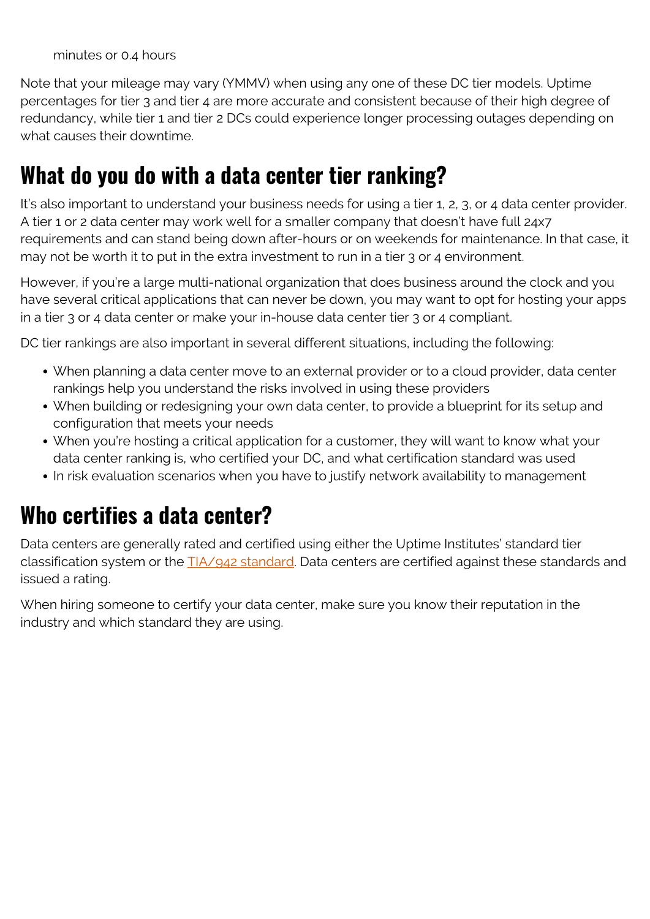minutes or 0.4 hours

Note that your mileage may vary (YMMV) when using any one of these DC tier models. Uptime percentages for tier 3 and tier 4 are more accurate and consistent because of their high degree of redundancy, while tier 1 and tier 2 DCs could experience longer processing outages depending on what causes their downtime.

## What do you do with a data center tier ranking?

It's also important to understand your business needs for using a tier 1, 2, 3, or 4 data center provider. A tier 1 or 2 data center may work well for a smaller company that doesn't have full 24x7 requirements and can stand being down after-hours or on weekends for maintenance. In that case, it may not be worth it to put in the extra investment to run in a tier 3 or 4 environment.

However, if you're a large multi-national organization that does business around the clock and you have several critical applications that can never be down, you may want to opt for hosting your apps in a tier 3 or 4 data center or make your in-house data center tier 3 or 4 compliant.

DC tier rankings are also important in several different situations, including the following:

- When planning a data center move to an external provider or to a cloud provider, data center rankings help you understand the risks involved in using these providers
- When building or redesigning your own data center, to provide a blueprint for its setup and configuration that meets your needs
- When you're hosting a critical application for a customer, they will want to know what your data center ranking is, who certified your DC, and what certification standard was used
- In risk evaluation scenarios when you have to justify network availability to management

## Who certifies a data center?

Data centers are generally rated and certified using either the Uptime Institutes' standard tier classification system or the TIA/942 standard. Data centers are certified against these standards and issued a rating.

When hiring someone to certify your data center, make sure you know their reputation in the industry and which standard they are using.